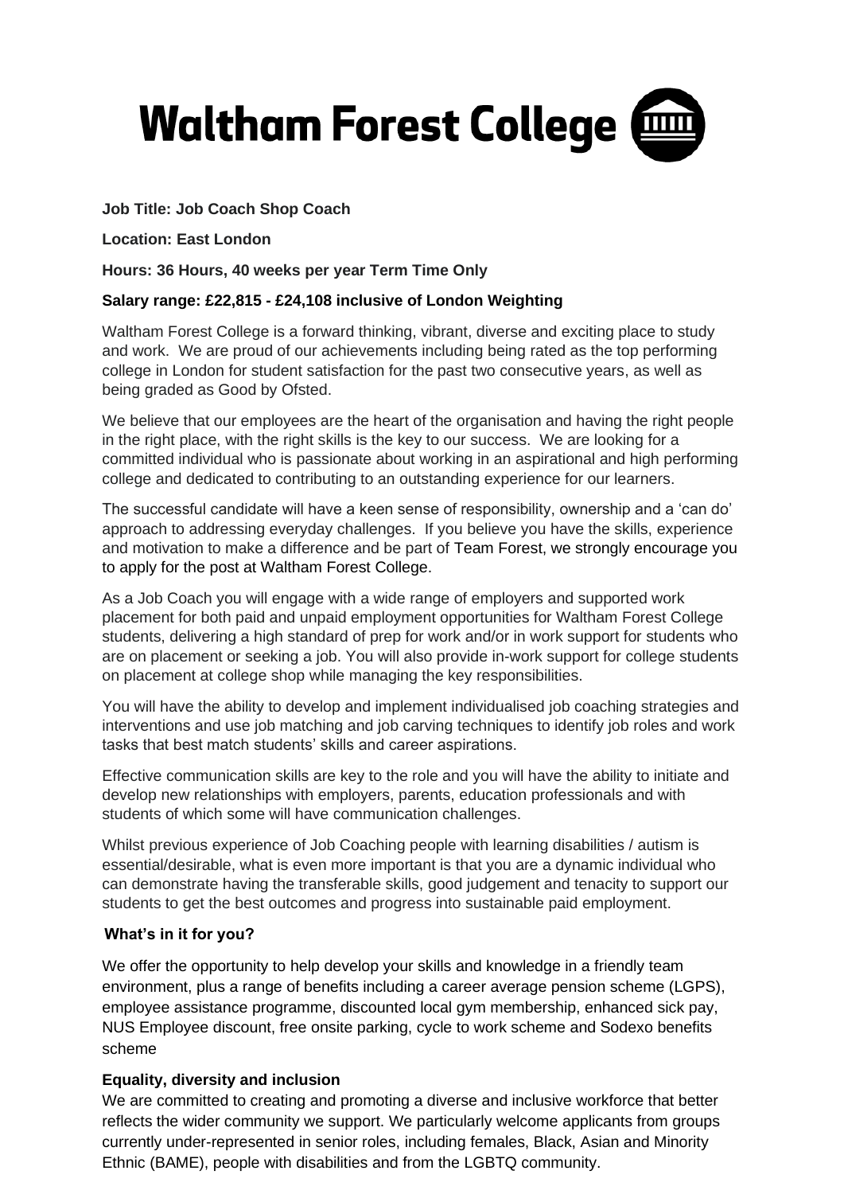# Waltham Forest College

**Job Title: Job Coach Shop Coach**

**Location: East London**

**Hours: 36 Hours, 40 weeks per year Term Time Only**

**Salary range: £22,815 - £24,108 inclusive of London Weighting**

Waltham Forest College is a forward thinking, vibrant, diverse and exciting place to study and work. We are proud of our achievements including being rated as the top performing college in London for student satisfaction for the past two consecutive years, as well as being graded as Good by Ofsted.

We believe that our employees are the heart of the organisation and having the right people in the right place, with the right skills is the key to our success. We are looking for a committed individual who is passionate about working in an aspirational and high performing college and dedicated to contributing to an outstanding experience for our learners.

The successful candidate will have a keen sense of responsibility, ownership and a 'can do' approach to addressing everyday challenges. If you believe you have the skills, experience and motivation to make a difference and be part of Team Forest, we strongly encourage you to apply for the post at Waltham Forest College.

As a Job Coach you will engage with a wide range of employers and supported work placement for both paid and unpaid employment opportunities for Waltham Forest College students, delivering a high standard of prep for work and/or in work support for students who are on placement or seeking a job. You will also provide in-work support for college students on placement at college shop while managing the key responsibilities.

You will have the ability to develop and implement individualised job coaching strategies and interventions and use job matching and job carving techniques to identify job roles and work tasks that best match students' skills and career aspirations.

Effective communication skills are key to the role and you will have the ability to initiate and develop new relationships with employers, parents, education professionals and with students of which some will have communication challenges.

Whilst previous experience of Job Coaching people with learning disabilities / autism is essential/desirable, what is even more important is that you are a dynamic individual who can demonstrate having the transferable skills, good judgement and tenacity to support our students to get the best outcomes and progress into sustainable paid employment.

**What's in it for you?**

We offer the opportunity to help develop your skills and knowledge in a friendly team environment, plus a range of benefits including a career average pension scheme (LGPS), employee assistance programme, discounted local gym membership, enhanced sick pay, NUS Employee discount, free onsite parking, cycle to work scheme and Sodexo benefits scheme

**Equality, diversity and inclusion**

We are committed to creating and promoting a diverse and inclusive workforce that better reflects the wider community we support. We particularly welcome applicants from groups currently under-represented in senior roles, including females, Black, Asian and Minority Ethnic (BAME), people with disabilities and from the LGBTQ community.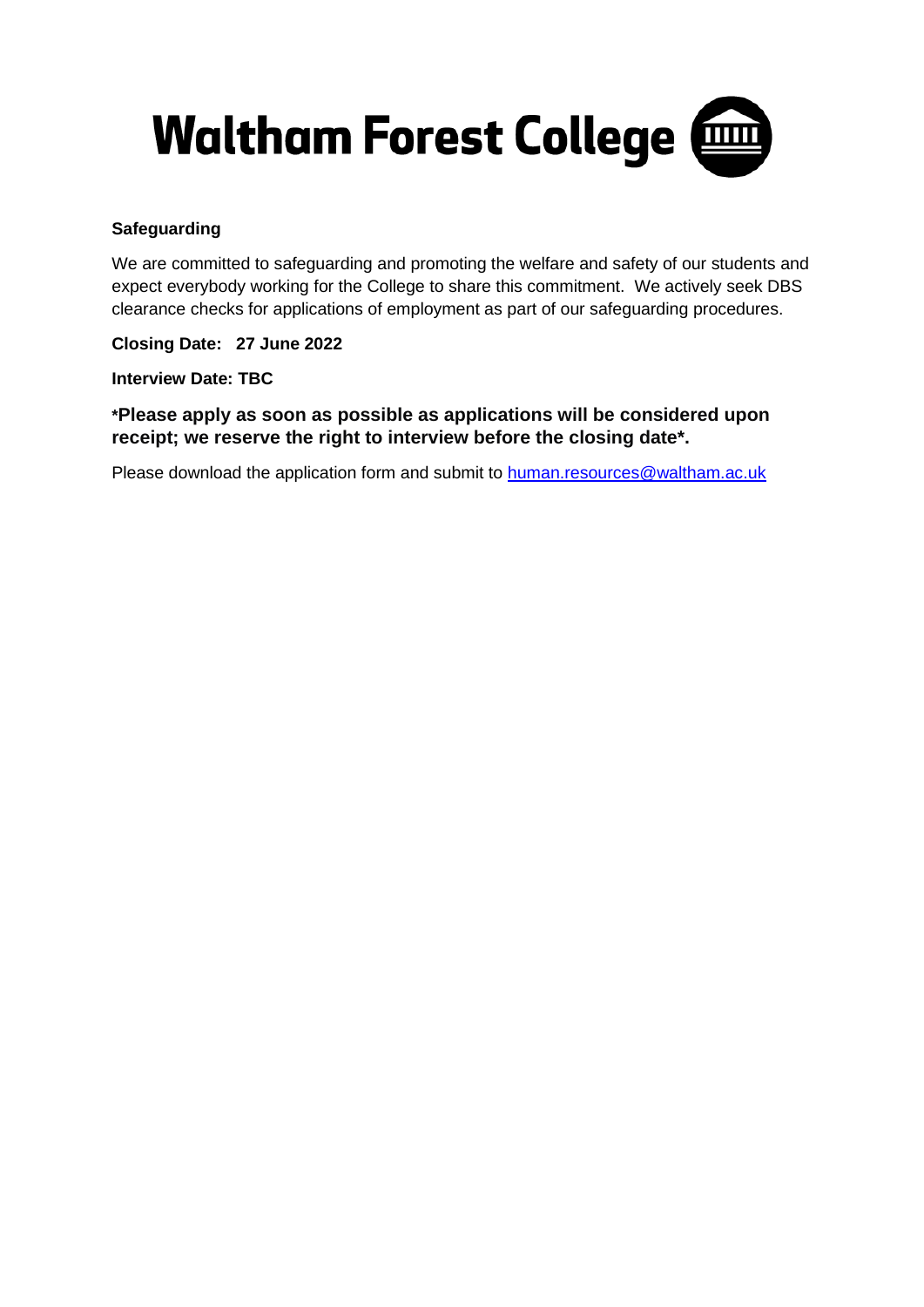# Waltham Forest College

**Safeguarding**

We are committed to safeguarding and promoting the welfare and safety of our students and expect everybody working for the College to share this commitment. We actively seek DBS clearance checks for applications of employment as part of our safeguarding procedures.

**Closing Date: 27 June 2022**

**Interview Date: TBC**

**\*Please apply as soon as possible as applications will be considered upon receipt; we reserve the right to interview before the closing date\*.**

Please download the application form and submit to human.resources@waltham.ac.uk